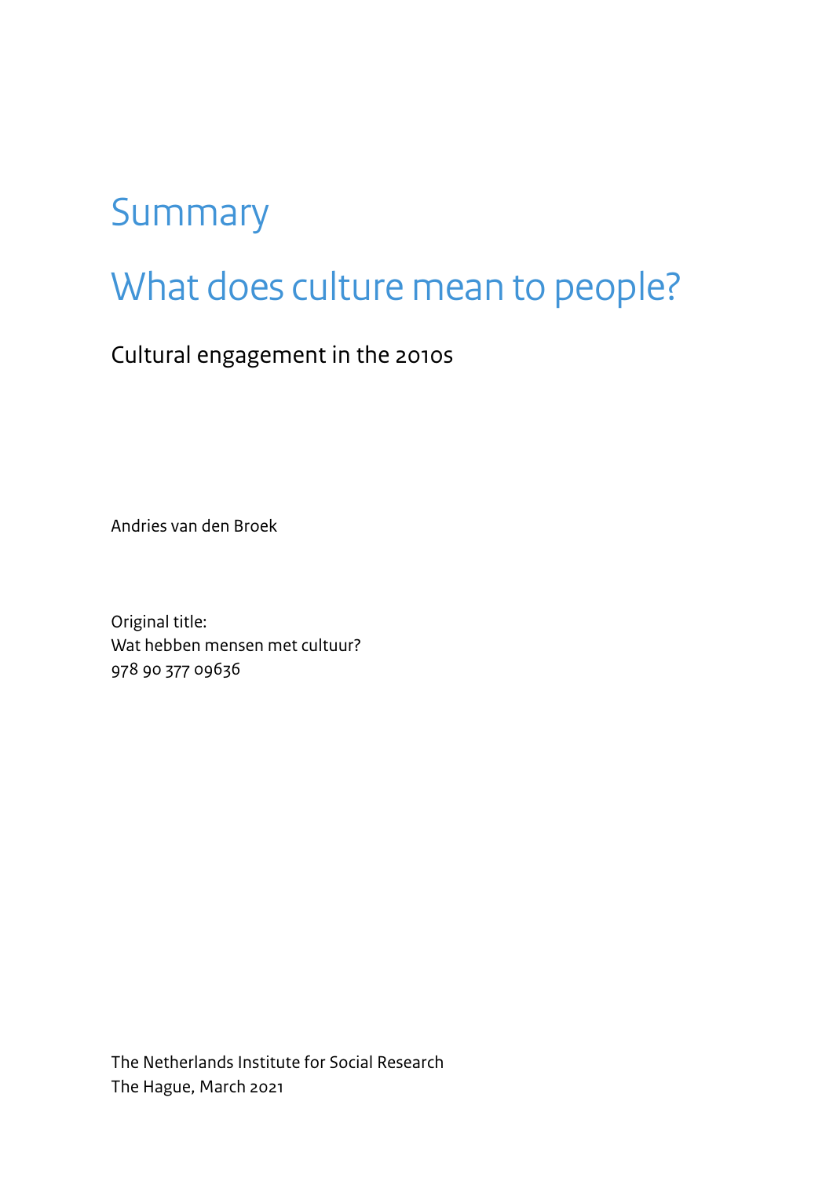# Summary

# What does culture mean to people?

## Cultural engagement in the 2010s

Andries van den Broek

Original title:
Wat hebben mensen met cultuur?
978 90 377 09636

The Netherlands Institute for Social Research
The Hague, March 2021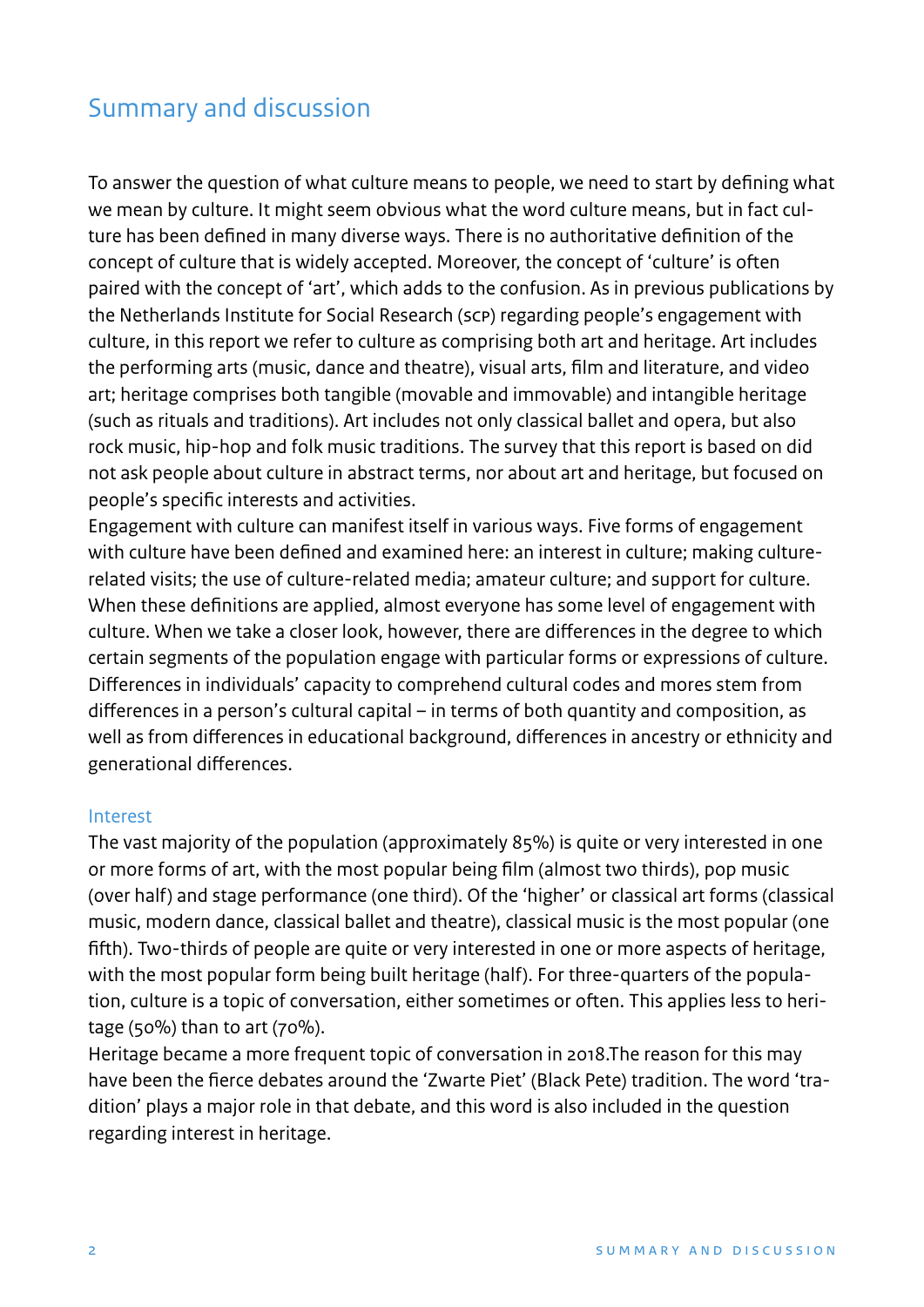## Summary and discussion

To answer the question of what culture means to people, we need to start by defining what we mean by culture. It might seem obvious what the word culture means, but in fact culture has been defined in many diverse ways. There is no authoritative definition of the concept of culture that is widely accepted. Moreover, the concept of 'culture' is often paired with the concept of 'art', which adds to the confusion. As in previous publications by the Netherlands Institute for Social Research (SCP) regarding people's engagement with culture, in this report we refer to culture as comprising both art and heritage. Art includes the performing arts (music, dance and theatre), visual arts, film and literature, and video art; heritage comprises both tangible (movable and immovable) and intangible heritage (such as rituals and traditions). Art includes not only classical ballet and opera, but also rock music, hip-hop and folk music traditions. The survey that this report is based on did not ask people about culture in abstract terms, nor about art and heritage, but focused on people's specific interests and activities.

Engagement with culture can manifest itself in various ways. Five forms of engagement with culture have been defined and examined here: an interest in culture; making culture-related visits; the use of culture-related media; amateur culture; and support for culture. When these definitions are applied, almost everyone has some level of engagement with culture. When we take a closer look, however, there are differences in the degree to which certain segments of the population engage with particular forms or expressions of culture. Differences in individuals' capacity to comprehend cultural codes and mores stem from differences in a person's cultural capital – in terms of both quantity and composition, as well as from differences in educational background, differences in ancestry or ethnicity and generational differences.

### Interest

The vast majority of the population (approximately 85%) is quite or very interested in one or more forms of art, with the most popular being film (almost two thirds), pop music (over half) and stage performance (one third). Of the 'higher' or classical art forms (classical music, modern dance, classical ballet and theatre), classical music is the most popular (one fifth). Two-thirds of people are quite or very interested in one or more aspects of heritage, with the most popular form being built heritage (half). For three-quarters of the population, culture is a topic of conversation, either sometimes or often. This applies less to heritage (50%) than to art (70%).

Heritage became a more frequent topic of conversation in 2018.The reason for this may have been the fierce debates around the 'Zwarte Piet' (Black Pete) tradition. The word 'tradition' plays a major role in that debate, and this word is also included in the question regarding interest in heritage.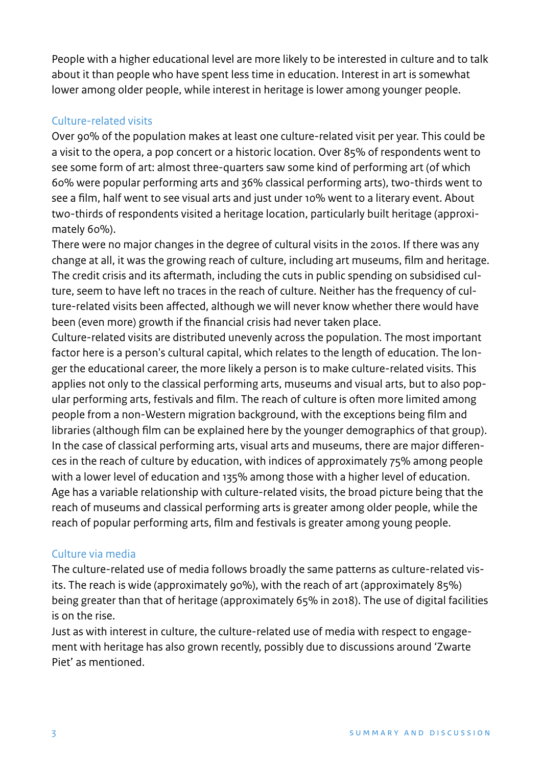People with a higher educational level are more likely to be interested in culture and to talk about it than people who have spent less time in education. Interest in art is somewhat lower among older people, while interest in heritage is lower among younger people.

### Culture-related visits

Over 90% of the population makes at least one culture-related visit per year. This could be a visit to the opera, a pop concert or a historic location. Over 85% of respondents went to see some form of art: almost three-quarters saw some kind of performing art (of which 60% were popular performing arts and 36% classical performing arts), two-thirds went to see a film, half went to see visual arts and just under 10% went to a literary event. About two-thirds of respondents visited a heritage location, particularly built heritage (approximately 60%).

There were no major changes in the degree of cultural visits in the 2010s. If there was any change at all, it was the growing reach of culture, including art museums, film and heritage. The credit crisis and its aftermath, including the cuts in public spending on subsidised culture, seem to have left no traces in the reach of culture. Neither has the frequency of culture-related visits been affected, although we will never know whether there would have been (even more) growth if the financial crisis had never taken place.

Culture-related visits are distributed unevenly across the population. The most important factor here is a person's cultural capital, which relates to the length of education. The longer the educational career, the more likely a person is to make culture-related visits. This applies not only to the classical performing arts, museums and visual arts, but to also popular performing arts, festivals and film. The reach of culture is often more limited among people from a non-Western migration background, with the exceptions being film and libraries (although film can be explained here by the younger demographics of that group). In the case of classical performing arts, visual arts and museums, there are major differences in the reach of culture by education, with indices of approximately 75% among people with a lower level of education and 135% among those with a higher level of education. Age has a variable relationship with culture-related visits, the broad picture being that the reach of museums and classical performing arts is greater among older people, while the reach of popular performing arts, film and festivals is greater among young people.

### Culture via media

The culture-related use of media follows broadly the same patterns as culture-related visits. The reach is wide (approximately 90%), with the reach of art (approximately 85%) being greater than that of heritage (approximately 65% in 2018). The use of digital facilities is on the rise.

Just as with interest in culture, the culture-related use of media with respect to engagement with heritage has also grown recently, possibly due to discussions around 'Zwarte Piet' as mentioned.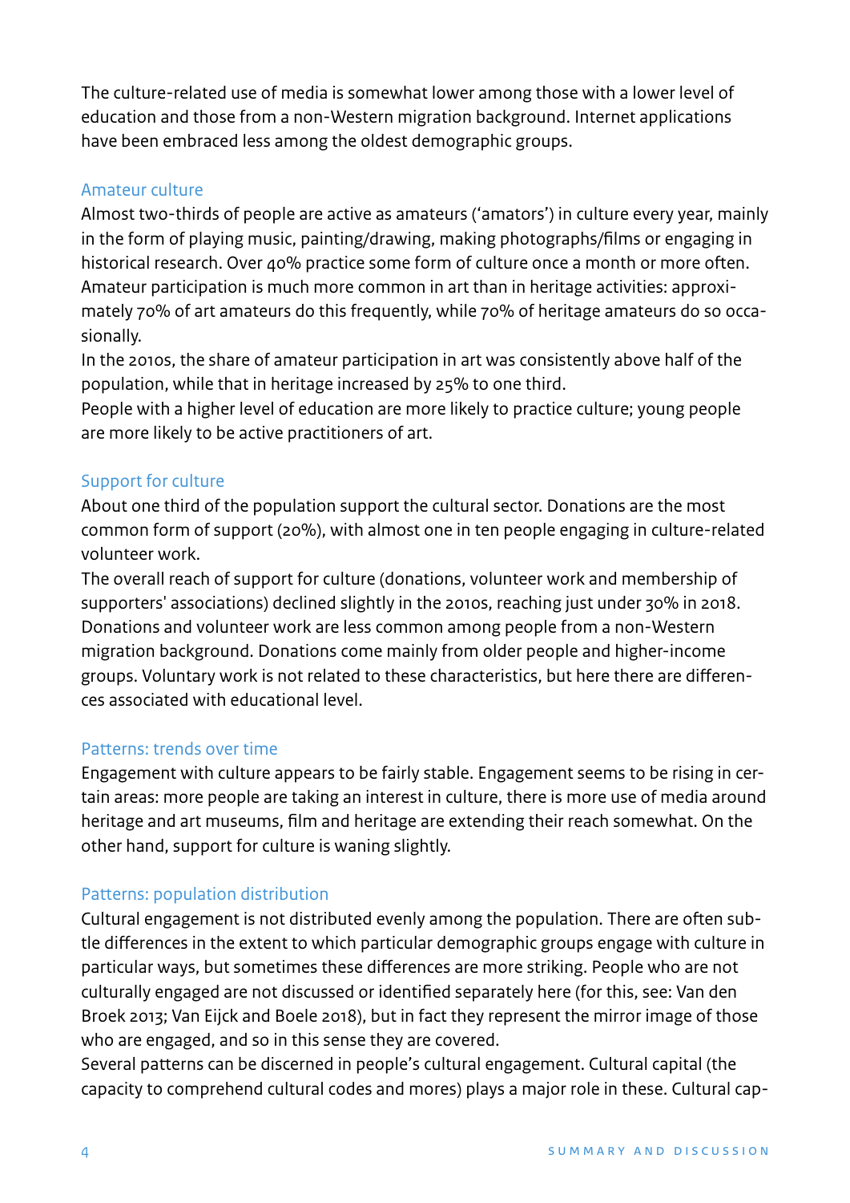The culture-related use of media is somewhat lower among those with a lower level of education and those from a non-Western migration background. Internet applications have been embraced less among the oldest demographic groups.

### Amateur culture

Almost two-thirds of people are active as amateurs ('amators') in culture every year, mainly in the form of playing music, painting/drawing, making photographs/films or engaging in historical research. Over 40% practice some form of culture once a month or more often. Amateur participation is much more common in art than in heritage activities: approximately 70% of art amateurs do this frequently, while 70% of heritage amateurs do so occasionally.

In the 2010s, the share of amateur participation in art was consistently above half of the population, while that in heritage increased by 25% to one third.

People with a higher level of education are more likely to practice culture; young people are more likely to be active practitioners of art.

### Support for culture

About one third of the population support the cultural sector. Donations are the most common form of support (20%), with almost one in ten people engaging in culture-related volunteer work.

The overall reach of support for culture (donations, volunteer work and membership of supporters' associations) declined slightly in the 2010s, reaching just under 30% in 2018. Donations and volunteer work are less common among people from a non-Western migration background. Donations come mainly from older people and higher-income groups. Voluntary work is not related to these characteristics, but here there are differences associated with educational level.

### Patterns: trends over time

Engagement with culture appears to be fairly stable. Engagement seems to be rising in certain areas: more people are taking an interest in culture, there is more use of media around heritage and art museums, film and heritage are extending their reach somewhat. On the other hand, support for culture is waning slightly.

### Patterns: population distribution

Cultural engagement is not distributed evenly among the population. There are often subtle differences in the extent to which particular demographic groups engage with culture in particular ways, but sometimes these differences are more striking. People who are not culturally engaged are not discussed or identified separately here (for this, see: Van den Broek 2013; Van Eijck and Boele 2018), but in fact they represent the mirror image of those who are engaged, and so in this sense they are covered.

Several patterns can be discerned in people's cultural engagement. Cultural capital (the capacity to comprehend cultural codes and mores) plays a major role in these. Cultural cap-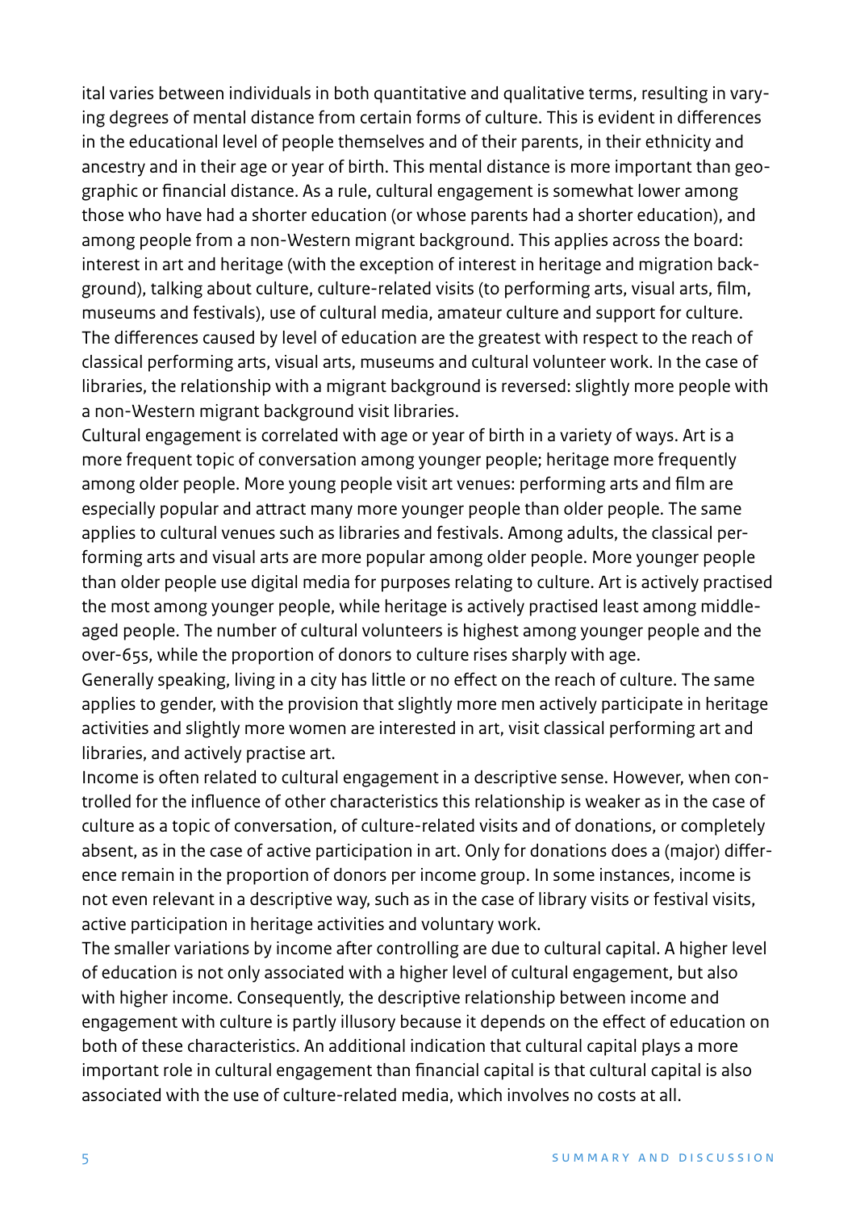ital varies between individuals in both quantitative and qualitative terms, resulting in varying degrees of mental distance from certain forms of culture. This is evident in differences in the educational level of people themselves and of their parents, in their ethnicity and ancestry and in their age or year of birth. This mental distance is more important than geographic or financial distance. As a rule, cultural engagement is somewhat lower among those who have had a shorter education (or whose parents had a shorter education), and among people from a non-Western migrant background. This applies across the board: interest in art and heritage (with the exception of interest in heritage and migration background), talking about culture, culture-related visits (to performing arts, visual arts, film, museums and festivals), use of cultural media, amateur culture and support for culture. The differences caused by level of education are the greatest with respect to the reach of classical performing arts, visual arts, museums and cultural volunteer work. In the case of libraries, the relationship with a migrant background is reversed: slightly more people with a non-Western migrant background visit libraries.

Cultural engagement is correlated with age or year of birth in a variety of ways. Art is a more frequent topic of conversation among younger people; heritage more frequently among older people. More young people visit art venues: performing arts and film are especially popular and attract many more younger people than older people. The same applies to cultural venues such as libraries and festivals. Among adults, the classical performing arts and visual arts are more popular among older people. More younger people than older people use digital media for purposes relating to culture. Art is actively practised the most among younger people, while heritage is actively practised least among middle-aged people. The number of cultural volunteers is highest among younger people and the over-65s, while the proportion of donors to culture rises sharply with age.

Generally speaking, living in a city has little or no effect on the reach of culture. The same applies to gender, with the provision that slightly more men actively participate in heritage activities and slightly more women are interested in art, visit classical performing art and libraries, and actively practise art.

Income is often related to cultural engagement in a descriptive sense. However, when controlled for the influence of other characteristics this relationship is weaker as in the case of culture as a topic of conversation, of culture-related visits and of donations, or completely absent, as in the case of active participation in art. Only for donations does a (major) difference remain in the proportion of donors per income group. In some instances, income is not even relevant in a descriptive way, such as in the case of library visits or festival visits, active participation in heritage activities and voluntary work.

The smaller variations by income after controlling are due to cultural capital. A higher level of education is not only associated with a higher level of cultural engagement, but also with higher income. Consequently, the descriptive relationship between income and engagement with culture is partly illusory because it depends on the effect of education on both of these characteristics. An additional indication that cultural capital plays a more important role in cultural engagement than financial capital is that cultural capital is also associated with the use of culture-related media, which involves no costs at all.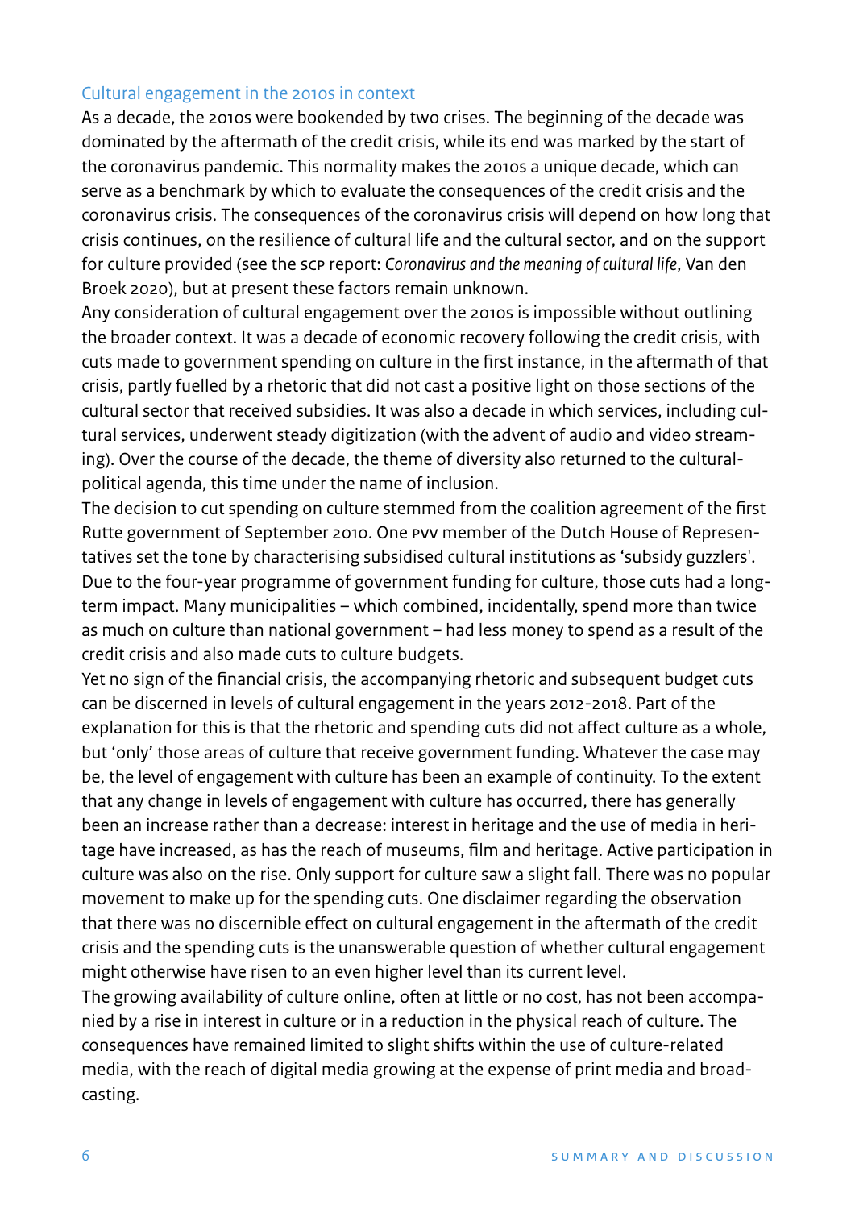## Cultural engagement in the 2010s in context

As a decade, the 2010s were bookended by two crises. The beginning of the decade was dominated by the aftermath of the credit crisis, while its end was marked by the start of the coronavirus pandemic. This normality makes the 2010s a unique decade, which can serve as a benchmark by which to evaluate the consequences of the credit crisis and the coronavirus crisis. The consequences of the coronavirus crisis will depend on how long that crisis continues, on the resilience of cultural life and the cultural sector, and on the support for culture provided (see the SCP report: *Coronavirus and the meaning of cultural life*, Van den Broek 2020), but at present these factors remain unknown.

Any consideration of cultural engagement over the 2010s is impossible without outlining the broader context. It was a decade of economic recovery following the credit crisis, with cuts made to government spending on culture in the first instance, in the aftermath of that crisis, partly fuelled by a rhetoric that did not cast a positive light on those sections of the cultural sector that received subsidies. It was also a decade in which services, including cultural services, underwent steady digitization (with the advent of audio and video streaming). Over the course of the decade, the theme of diversity also returned to the cultural-political agenda, this time under the name of inclusion.

The decision to cut spending on culture stemmed from the coalition agreement of the first Rutte government of September 2010. One PVV member of the Dutch House of Representatives set the tone by characterising subsidised cultural institutions as 'subsidy guzzlers'. Due to the four-year programme of government funding for culture, those cuts had a long-term impact. Many municipalities – which combined, incidentally, spend more than twice as much on culture than national government – had less money to spend as a result of the credit crisis and also made cuts to culture budgets.

Yet no sign of the financial crisis, the accompanying rhetoric and subsequent budget cuts can be discerned in levels of cultural engagement in the years 2012-2018. Part of the explanation for this is that the rhetoric and spending cuts did not affect culture as a whole, but 'only' those areas of culture that receive government funding. Whatever the case may be, the level of engagement with culture has been an example of continuity. To the extent that any change in levels of engagement with culture has occurred, there has generally been an increase rather than a decrease: interest in heritage and the use of media in heritage have increased, as has the reach of museums, film and heritage. Active participation in culture was also on the rise. Only support for culture saw a slight fall. There was no popular movement to make up for the spending cuts. One disclaimer regarding the observation that there was no discernible effect on cultural engagement in the aftermath of the credit crisis and the spending cuts is the unanswerable question of whether cultural engagement might otherwise have risen to an even higher level than its current level.

The growing availability of culture online, often at little or no cost, has not been accompanied by a rise in interest in culture or in a reduction in the physical reach of culture. The consequences have remained limited to slight shifts within the use of culture-related media, with the reach of digital media growing at the expense of print media and broadcasting.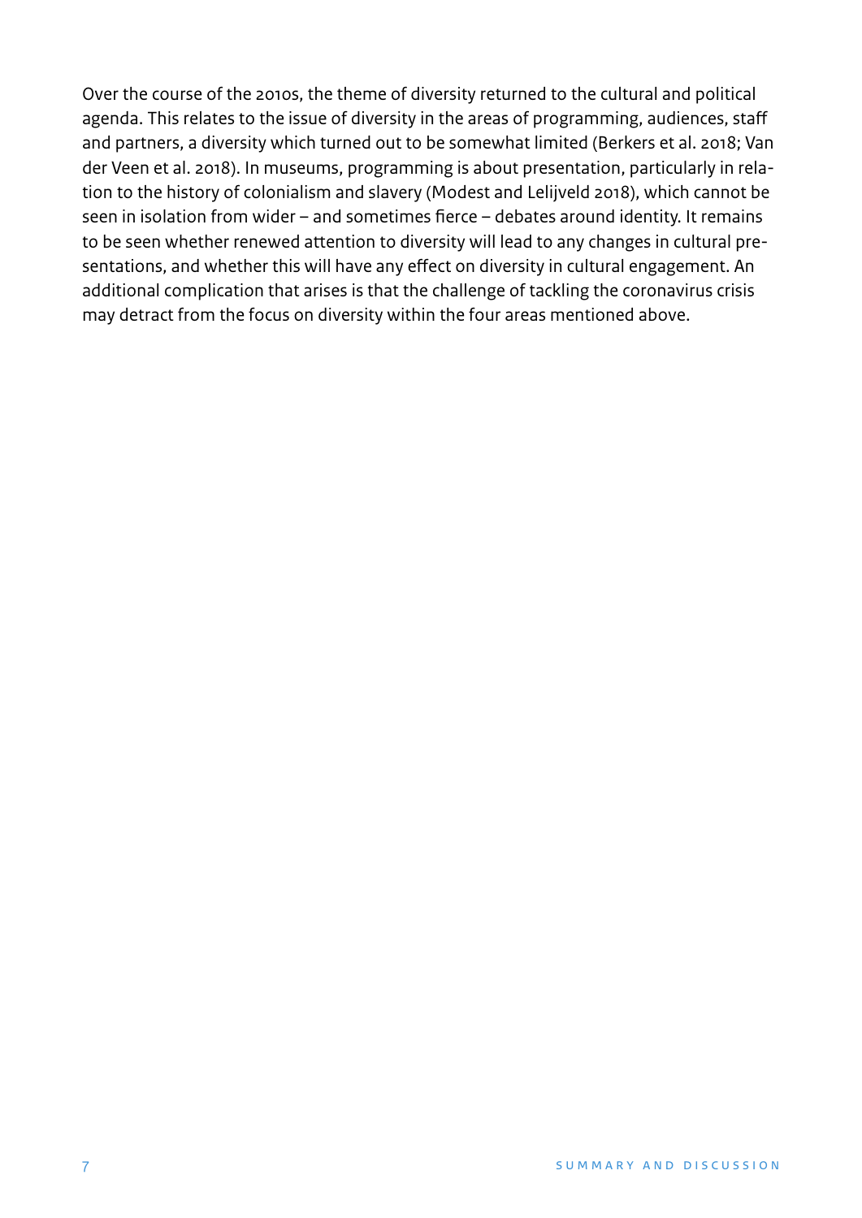Over the course of the 2010s, the theme of diversity returned to the cultural and political agenda. This relates to the issue of diversity in the areas of programming, audiences, staff and partners, a diversity which turned out to be somewhat limited (Berkers et al. 2018; Van der Veen et al. 2018). In museums, programming is about presentation, particularly in relation to the history of colonialism and slavery (Modest and Lelijveld 2018), which cannot be seen in isolation from wider – and sometimes fierce – debates around identity. It remains to be seen whether renewed attention to diversity will lead to any changes in cultural presentations, and whether this will have any effect on diversity in cultural engagement. An additional complication that arises is that the challenge of tackling the coronavirus crisis may detract from the focus on diversity within the four areas mentioned above.